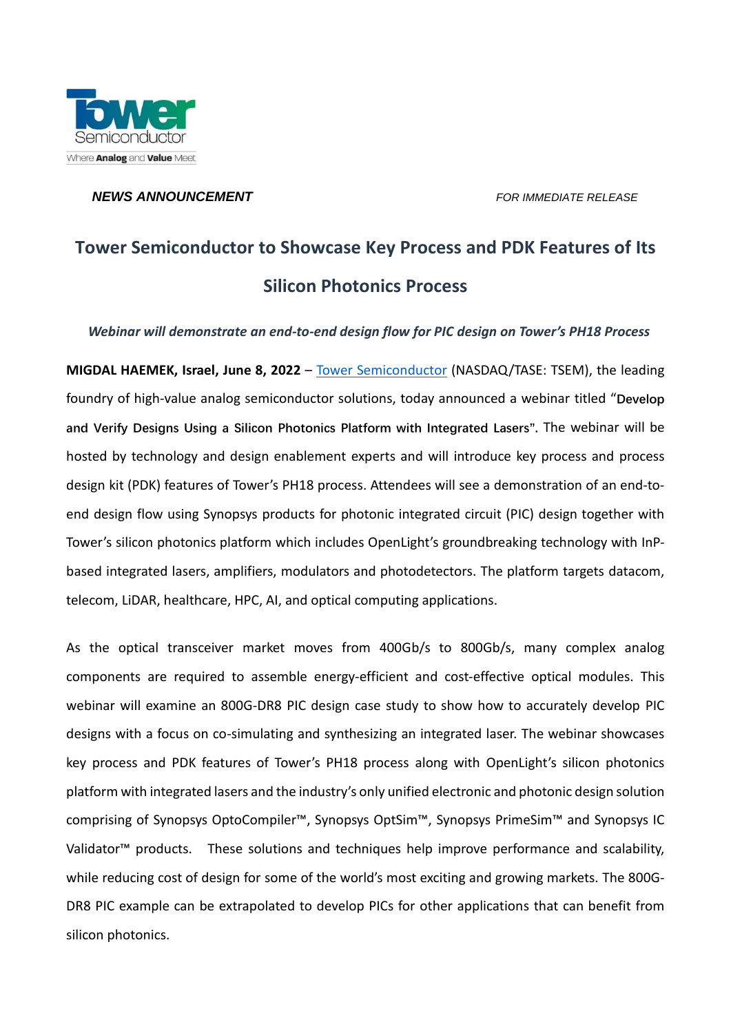**NEWS ANNOUNCEMENT** *FOR IMMEDIATE RELEASE*

# Tower Semiconductor to Showcase Key Process and PDK Features of Its Silicon Photonics Process

***Webinar will demonstrate an end-to-end design flow for PIC design on Tower's PH18 Process***

**MIGDAL HAEMEK, Israel, June 8, 2022** – [Tower Semiconductor](#) (NASDAQ/TASE: TSEM), the leading foundry of high-value analog semiconductor solutions, today announced a webinar titled "**Develop and Verify Designs Using a Silicon Photonics Platform with Integrated Lasers**". The webinar will be hosted by technology and design enablement experts and will introduce key process and process design kit (PDK) features of Tower's PH18 process. Attendees will see a demonstration of an end-to-end design flow using Synopsys products for photonic integrated circuit (PIC) design together with Tower's silicon photonics platform which includes OpenLight's groundbreaking technology with InP-based integrated lasers, amplifiers, modulators and photodetectors. The platform targets datacom, telecom, LiDAR, healthcare, HPC, AI, and optical computing applications.

As the optical transceiver market moves from 400Gb/s to 800Gb/s, many complex analog components are required to assemble energy-efficient and cost-effective optical modules. This webinar will examine an 800G-DR8 PIC design case study to show how to accurately develop PIC designs with a focus on co-simulating and synthesizing an integrated laser. The webinar showcases key process and PDK features of Tower's PH18 process along with OpenLight's silicon photonics platform with integrated lasers and the industry's only unified electronic and photonic design solution comprising of Synopsys OptoCompiler™, Synopsys OptSim™, Synopsys PrimeSim™ and Synopsys IC Validator™ products. These solutions and techniques help improve performance and scalability, while reducing cost of design for some of the world's most exciting and growing markets. The 800G-DR8 PIC example can be extrapolated to develop PICs for other applications that can benefit from silicon photonics.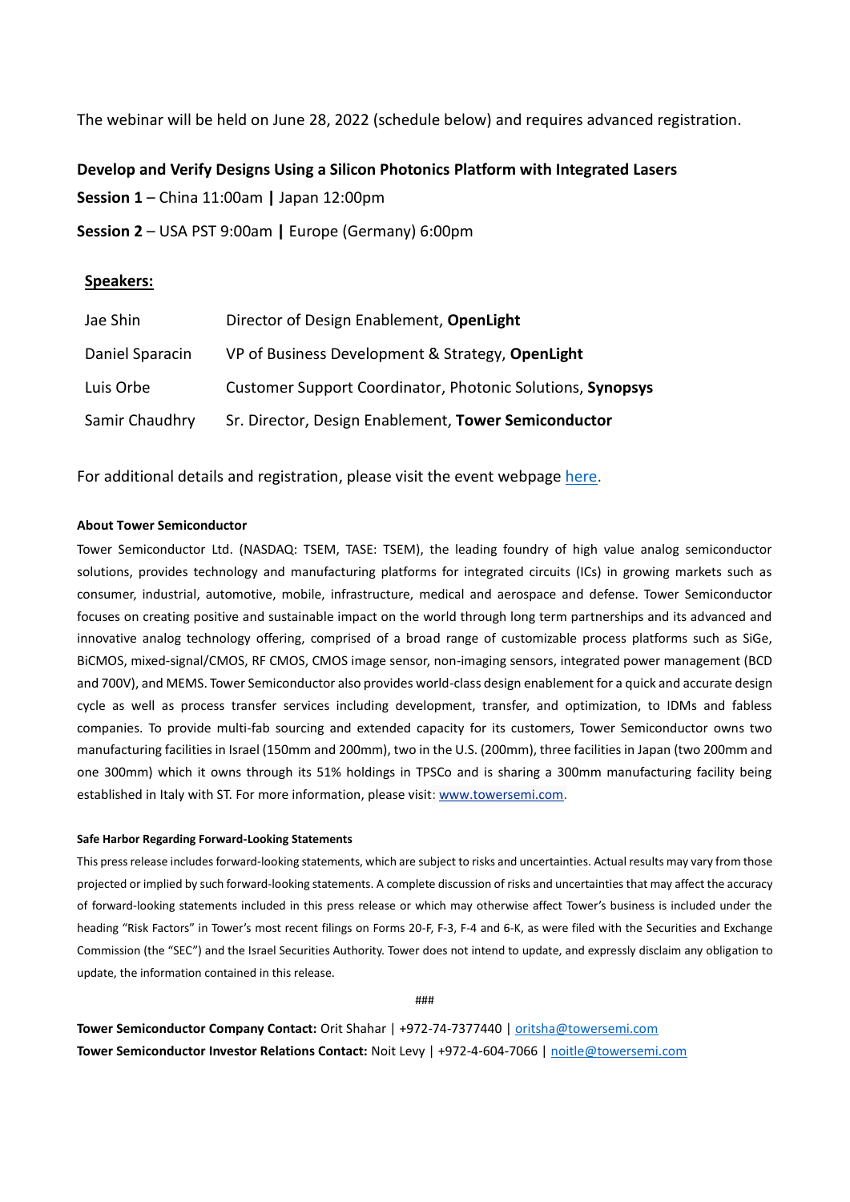The webinar will be held on June 28, 2022 (schedule below) and requires advanced registration.

**Develop and Verify Designs Using a Silicon Photonics Platform with Integrated Lasers**

**Session 1** – China 11:00am **|** Japan 12:00pm

**Session 2** – USA PST 9:00am **|** Europe (Germany) 6:00pm

**Speakers:**

| | |
|---|---|
| Jae Shin | Director of Design Enablement, **OpenLight** |
| Daniel Sparacin | VP of Business Development & Strategy, **OpenLight** |
| Luis Orbe | Customer Support Coordinator, Photonic Solutions, **Synopsys** |
| Samir Chaudhry | Sr. Director, Design Enablement, **Tower Semiconductor** |

For additional details and registration, please visit the event webpage here.

**About Tower Semiconductor**

Tower Semiconductor Ltd. (NASDAQ: TSEM, TASE: TSEM), the leading foundry of high value analog semiconductor solutions, provides technology and manufacturing platforms for integrated circuits (ICs) in growing markets such as consumer, industrial, automotive, mobile, infrastructure, medical and aerospace and defense. Tower Semiconductor focuses on creating positive and sustainable impact on the world through long term partnerships and its advanced and innovative analog technology offering, comprised of a broad range of customizable process platforms such as SiGe, BiCMOS, mixed-signal/CMOS, RF CMOS, CMOS image sensor, non-imaging sensors, integrated power management (BCD and 700V), and MEMS. Tower Semiconductor also provides world-class design enablement for a quick and accurate design cycle as well as process transfer services including development, transfer, and optimization, to IDMs and fabless companies. To provide multi-fab sourcing and extended capacity for its customers, Tower Semiconductor owns two manufacturing facilities in Israel (150mm and 200mm), two in the U.S. (200mm), three facilities in Japan (two 200mm and one 300mm) which it owns through its 51% holdings in TPSCo and is sharing a 300mm manufacturing facility being established in Italy with ST. For more information, please visit: www.towersemi.com.

**Safe Harbor Regarding Forward-Looking Statements**

This press release includes forward-looking statements, which are subject to risks and uncertainties. Actual results may vary from those projected or implied by such forward-looking statements. A complete discussion of risks and uncertainties that may affect the accuracy of forward-looking statements included in this press release or which may otherwise affect Tower's business is included under the heading "Risk Factors" in Tower's most recent filings on Forms 20-F, F-3, F-4 and 6-K, as were filed with the Securities and Exchange Commission (the "SEC") and the Israel Securities Authority. Tower does not intend to update, and expressly disclaim any obligation to update, the information contained in this release.

###

**Tower Semiconductor Company Contact:** Orit Shahar | +972-74-7377440 | oritsha@towersemi.com

**Tower Semiconductor Investor Relations Contact:** Noit Levy | +972-4-604-7066 | noitle@towersemi.com